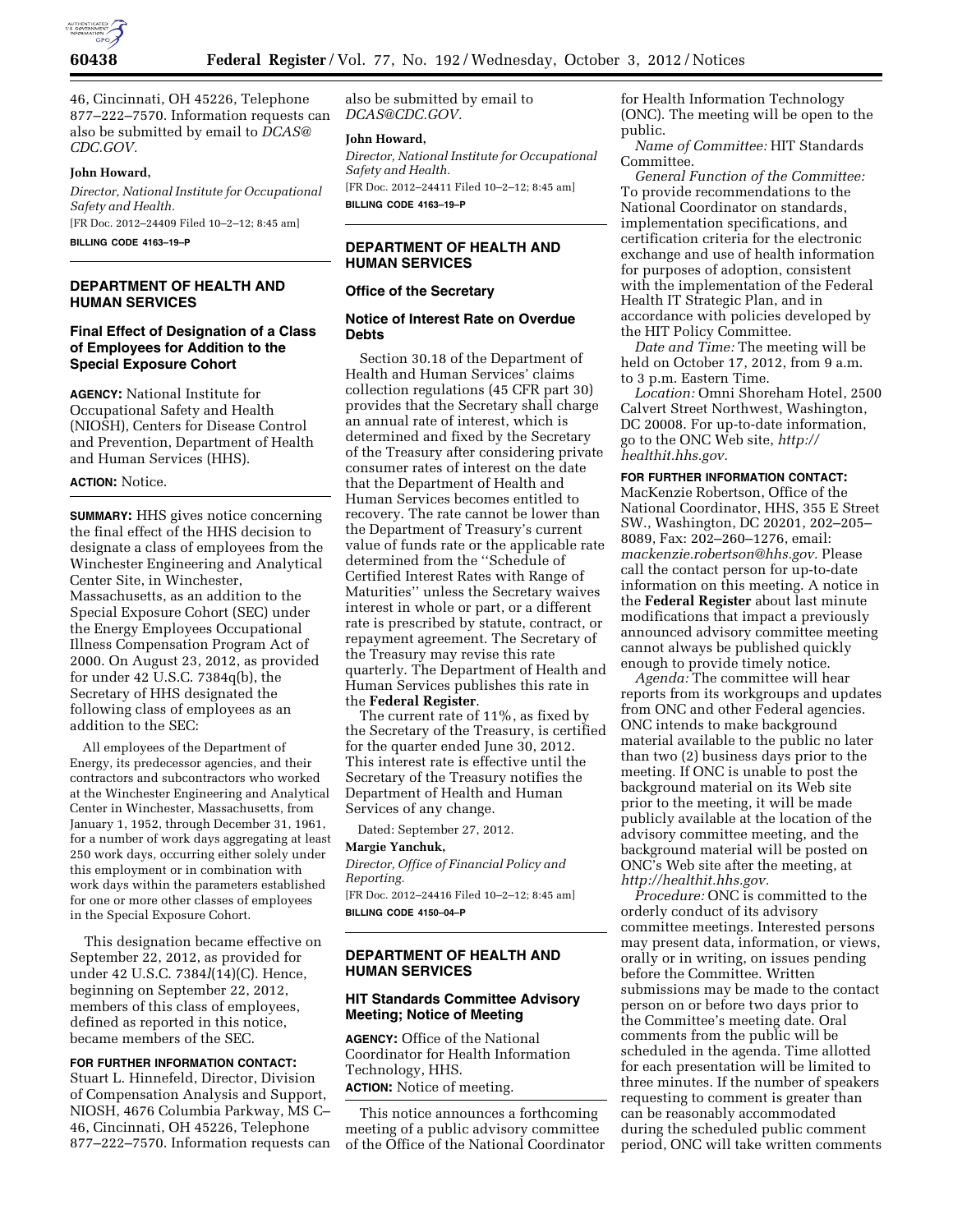46, Cincinnati, OH 45226, Telephone 877–222–7570. Information requests can also be submitted by email to *DCAS@CDC.GOV.*

**John Howard,**

*Director, National Institute for Occupational Safety and Health.*

[FR Doc. 2012–24409 Filed 10–2–12; 8:45 am]

**BILLING CODE 4163–19–P**

## DEPARTMENT OF HEALTH AND HUMAN SERVICES

### Final Effect of Designation of a Class of Employees for Addition to the Special Exposure Cohort

**AGENCY:** National Institute for Occupational Safety and Health (NIOSH), Centers for Disease Control and Prevention, Department of Health and Human Services (HHS).

**ACTION:** Notice.

**SUMMARY:** HHS gives notice concerning the final effect of the HHS decision to designate a class of employees from the Winchester Engineering and Analytical Center Site, in Winchester, Massachusetts, as an addition to the Special Exposure Cohort (SEC) under the Energy Employees Occupational Illness Compensation Program Act of 2000. On August 23, 2012, as provided for under 42 U.S.C. 7384q(b), the Secretary of HHS designated the following class of employees as an addition to the SEC:

All employees of the Department of Energy, its predecessor agencies, and their contractors and subcontractors who worked at the Winchester Engineering and Analytical Center in Winchester, Massachusetts, from January 1, 1952, through December 31, 1961, for a number of work days aggregating at least 250 work days, occurring either solely under this employment or in combination with work days within the parameters established for one or more other classes of employees in the Special Exposure Cohort.

This designation became effective on September 22, 2012, as provided for under 42 U.S.C. 7384*l*(14)(C). Hence, beginning on September 22, 2012, members of this class of employees, defined as reported in this notice, became members of the SEC.

**FOR FURTHER INFORMATION CONTACT:** Stuart L. Hinnefeld, Director, Division of Compensation Analysis and Support, NIOSH, 4676 Columbia Parkway, MS C–46, Cincinnati, OH 45226, Telephone 877–222–7570. Information requests can also be submitted by email to *DCAS@CDC.GOV.*

**John Howard,**

*Director, National Institute for Occupational Safety and Health.*

[FR Doc. 2012–24411 Filed 10–2–12; 8:45 am]

**BILLING CODE 4163–19–P**

## DEPARTMENT OF HEALTH AND HUMAN SERVICES

### Office of the Secretary

### Notice of Interest Rate on Overdue Debts

Section 30.18 of the Department of Health and Human Services' claims collection regulations (45 CFR part 30) provides that the Secretary shall charge an annual rate of interest, which is determined and fixed by the Secretary of the Treasury after considering private consumer rates of interest on the date that the Department of Health and Human Services becomes entitled to recovery. The rate cannot be lower than the Department of Treasury's current value of funds rate or the applicable rate determined from the ''Schedule of Certified Interest Rates with Range of Maturities'' unless the Secretary waives interest in whole or part, or a different rate is prescribed by statute, contract, or repayment agreement. The Secretary of the Treasury may revise this rate quarterly. The Department of Health and Human Services publishes this rate in the **Federal Register**.

The current rate of 11%, as fixed by the Secretary of the Treasury, is certified for the quarter ended June 30, 2012. This interest rate is effective until the Secretary of the Treasury notifies the Department of Health and Human Services of any change.

Dated: September 27, 2012.

**Margie Yanchuk,**

*Director, Office of Financial Policy and Reporting.*

[FR Doc. 2012–24416 Filed 10–2–12; 8:45 am]

**BILLING CODE 4150–04–P**

## DEPARTMENT OF HEALTH AND HUMAN SERVICES

### HIT Standards Committee Advisory Meeting; Notice of Meeting

**AGENCY:** Office of the National Coordinator for Health Information Technology, HHS.

**ACTION:** Notice of meeting.

This notice announces a forthcoming meeting of a public advisory committee of the Office of the National Coordinator for Health Information Technology (ONC). The meeting will be open to the public.

*Name of Committee:* HIT Standards Committee.

*General Function of the Committee:* To provide recommendations to the National Coordinator on standards, implementation specifications, and certification criteria for the electronic exchange and use of health information for purposes of adoption, consistent with the implementation of the Federal Health IT Strategic Plan, and in accordance with policies developed by the HIT Policy Committee.

*Date and Time:* The meeting will be held on October 17, 2012, from 9 a.m. to 3 p.m. Eastern Time.

*Location:* Omni Shoreham Hotel, 2500 Calvert Street Northwest, Washington, DC 20008. For up-to-date information, go to the ONC Web site, *http://healthit.hhs.gov.*

**FOR FURTHER INFORMATION CONTACT:** MacKenzie Robertson, Office of the National Coordinator, HHS, 355 E Street SW., Washington, DC 20201, 202–205–8089, Fax: 202–260–1276, email: *mackenzie.robertson@hhs.gov.* Please call the contact person for up-to-date information on this meeting. A notice in the **Federal Register** about last minute modifications that impact a previously announced advisory committee meeting cannot always be published quickly enough to provide timely notice.

*Agenda:* The committee will hear reports from its workgroups and updates from ONC and other Federal agencies. ONC intends to make background material available to the public no later than two (2) business days prior to the meeting. If ONC is unable to post the background material on its Web site prior to the meeting, it will be made publicly available at the location of the advisory committee meeting, and the background material will be posted on ONC's Web site after the meeting, at *http://healthit.hhs.gov.*

*Procedure:* ONC is committed to the orderly conduct of its advisory committee meetings. Interested persons may present data, information, or views, orally or in writing, on issues pending before the Committee. Written submissions may be made to the contact person on or before two days prior to the Committee's meeting date. Oral comments from the public will be scheduled in the agenda. Time allotted for each presentation will be limited to three minutes. If the number of speakers requesting to comment is greater than can be reasonably accommodated during the scheduled public comment period, ONC will take written comments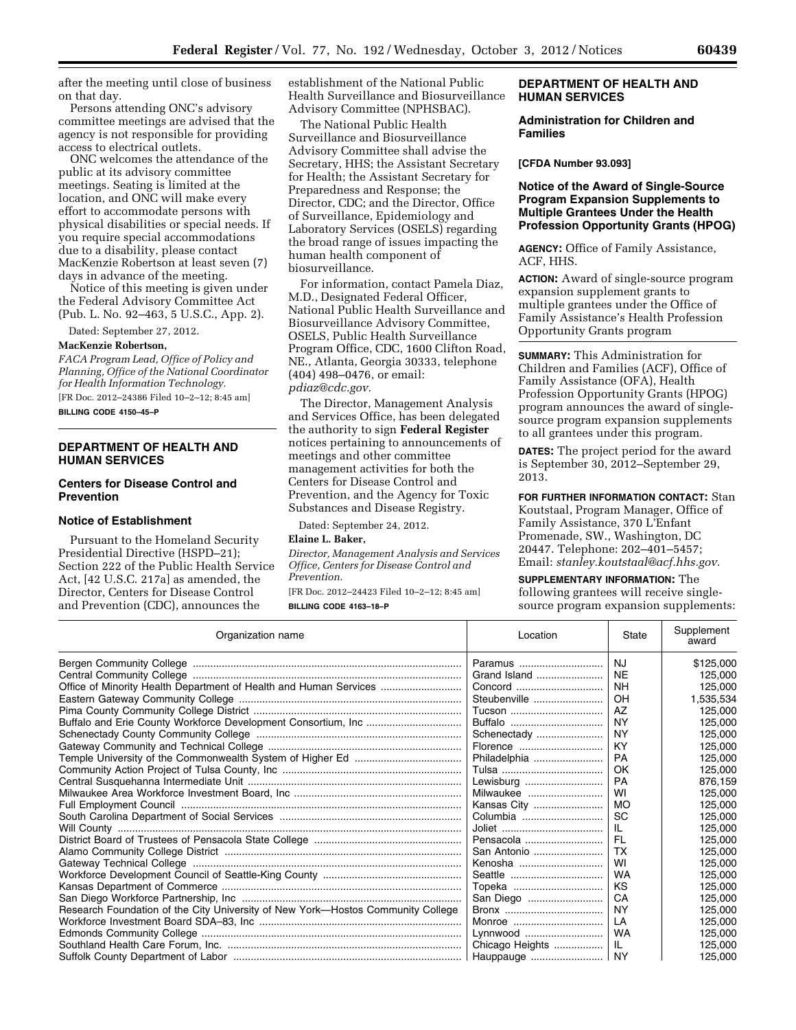after the meeting until close of business on that day.

Persons attending ONC's advisory committee meetings are advised that the agency is not responsible for providing access to electrical outlets.

ONC welcomes the attendance of the public at its advisory committee meetings. Seating is limited at the location, and ONC will make every effort to accommodate persons with physical disabilities or special needs. If you require special accommodations due to a disability, please contact MacKenzie Robertson at least seven (7) days in advance of the meeting.

Notice of this meeting is given under the Federal Advisory Committee Act (Pub. L. No. 92–463, 5 U.S.C., App. 2).

Dated: September 27, 2012.

**MacKenzie Robertson,**

*FACA Program Lead, Office of Policy and Planning, Office of the National Coordinator for Health Information Technology.*

[FR Doc. 2012–24386 Filed 10–2–12; 8:45 am]

**BILLING CODE 4150–45–P**

## DEPARTMENT OF HEALTH AND HUMAN SERVICES

### Centers for Disease Control and Prevention

### Notice of Establishment

Pursuant to the Homeland Security Presidential Directive (HSPD–21); Section 222 of the Public Health Service Act, [42 U.S.C. 217a] as amended, the Director, Centers for Disease Control and Prevention (CDC), announces the establishment of the National Public Health Surveillance and Biosurveillance Advisory Committee (NPHSBAC).

The National Public Health Surveillance and Biosurveillance Advisory Committee shall advise the Secretary, HHS; the Assistant Secretary for Health; the Assistant Secretary for Preparedness and Response; the Director, CDC; and the Director, Office of Surveillance, Epidemiology and Laboratory Services (OSELS) regarding the broad range of issues impacting the human health component of biosurveillance.

For information, contact Pamela Diaz, M.D., Designated Federal Officer, National Public Health Surveillance and Biosurveillance Advisory Committee, OSELS, Public Health Surveillance Program Office, CDC, 1600 Clifton Road, NE., Atlanta, Georgia 30333, telephone (404) 498–0476, or email: *pdiaz@cdc.gov.*

The Director, Management Analysis and Services Office, has been delegated the authority to sign **Federal Register** notices pertaining to announcements of meetings and other committee management activities for both the Centers for Disease Control and Prevention, and the Agency for Toxic Substances and Disease Registry.

Dated: September 24, 2012.

**Elaine L. Baker,**

*Director, Management Analysis and Services Office, Centers for Disease Control and Prevention.*

[FR Doc. 2012–24423 Filed 10–2–12; 8:45 am]

**BILLING CODE 4163–18–P**

## DEPARTMENT OF HEALTH AND HUMAN SERVICES

### Administration for Children and Families

**[CFDA Number 93.093]**

### Notice of the Award of Single-Source Program Expansion Supplements to Multiple Grantees Under the Health Profession Opportunity Grants (HPOG)

**AGENCY:** Office of Family Assistance, ACF, HHS.

**ACTION:** Award of single-source program expansion supplement grants to multiple grantees under the Office of Family Assistance's Health Profession Opportunity Grants program

**SUMMARY:** This Administration for Children and Families (ACF), Office of Family Assistance (OFA), Health Profession Opportunity Grants (HPOG) program announces the award of single-source program expansion supplements to all grantees under this program.

**DATES:** The project period for the award is September 30, 2012–September 29, 2013.

**FOR FURTHER INFORMATION CONTACT:** Stan Koutstaal, Program Manager, Office of Family Assistance, 370 L'Enfant Promenade, SW., Washington, DC 20447. Telephone: 202–401–5457; Email: *stanley.koutstaal@acf.hhs.gov.*

**SUPPLEMENTARY INFORMATION:** The following grantees will receive single-source program expansion supplements:

| Organization name | Location | State | Supplement award |
|---|---|---|---|
| Bergen Community College | Paramus | NJ | $125,000 |
| Central Community College | Grand Island | NE | 125,000 |
| Office of Minority Health Department of Health and Human Services | Concord | NH | 125,000 |
| Eastern Gateway Community College | Steubenville | OH | 1,535,534 |
| Pima County Community College District | Tucson | AZ | 125,000 |
| Buffalo and Erie County Workforce Development Consortium, Inc | Buffalo | NY | 125,000 |
| Schenectady County Community College | Schenectady | NY | 125,000 |
| Gateway Community and Technical College | Florence | KY | 125,000 |
| Temple University of the Commonwealth System of Higher Ed | Philadelphia | PA | 125,000 |
| Community Action Project of Tulsa County, Inc | Tulsa | OK | 125,000 |
| Central Susquehanna Intermediate Unit | Lewisburg | PA | 876,159 |
| Milwaukee Area Workforce Investment Board, Inc | Milwaukee | WI | 125,000 |
| Full Employment Council | Kansas City | MO | 125,000 |
| South Carolina Department of Social Services | Columbia | SC | 125,000 |
| Will County | Joliet | IL | 125,000 |
| District Board of Trustees of Pensacola State College | Pensacola | FL | 125,000 |
| Alamo Community College District | San Antonio | TX | 125,000 |
| Gateway Technical College | Kenosha | WI | 125,000 |
| Workforce Development Council of Seattle-King County | Seattle | WA | 125,000 |
| Kansas Department of Commerce | Topeka | KS | 125,000 |
| San Diego Workforce Partnership, Inc | San Diego | CA | 125,000 |
| Research Foundation of the City University of New York—Hostos Community College | Bronx | NY | 125,000 |
| Workforce Investment Board SDA–83, Inc | Monroe | LA | 125,000 |
| Edmonds Community College | Lynnwood | WA | 125,000 |
| Southland Health Care Forum, Inc. | Chicago Heights | IL | 125,000 |
| Suffolk County Department of Labor | Hauppauge | NY | 125,000 |